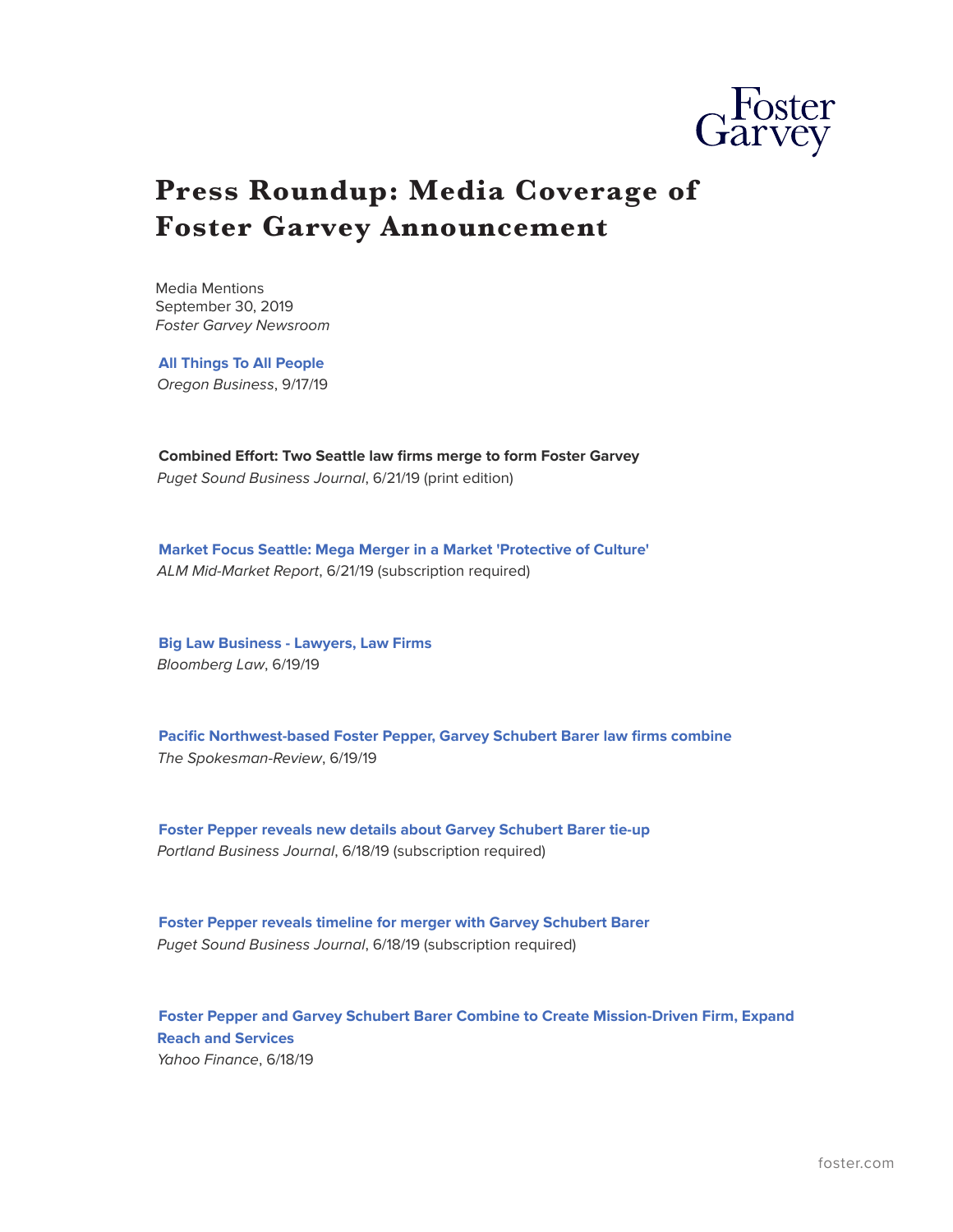# Press Roundup: Media Coverage of Foster Garvey Announcement

Media Mentions
September 30, 2019
*Foster Garvey Newsroom*

**All Things To All People**
*Oregon Business*, 9/17/19

**Combined Effort: Two Seattle law firms merge to form Foster Garvey**
*Puget Sound Business Journal*, 6/21/19 (print edition)

**Market Focus Seattle: Mega Merger in a Market 'Protective of Culture'**
*ALM Mid-Market Report*, 6/21/19 (subscription required)

**Big Law Business - Lawyers, Law Firms**
*Bloomberg Law*, 6/19/19

**Pacific Northwest-based Foster Pepper, Garvey Schubert Barer law firms combine**
*The Spokesman-Review*, 6/19/19

**Foster Pepper reveals new details about Garvey Schubert Barer tie-up**
*Portland Business Journal*, 6/18/19 (subscription required)

**Foster Pepper reveals timeline for merger with Garvey Schubert Barer**
*Puget Sound Business Journal*, 6/18/19 (subscription required)

**Foster Pepper and Garvey Schubert Barer Combine to Create Mission-Driven Firm, Expand Reach and Services**
*Yahoo Finance*, 6/18/19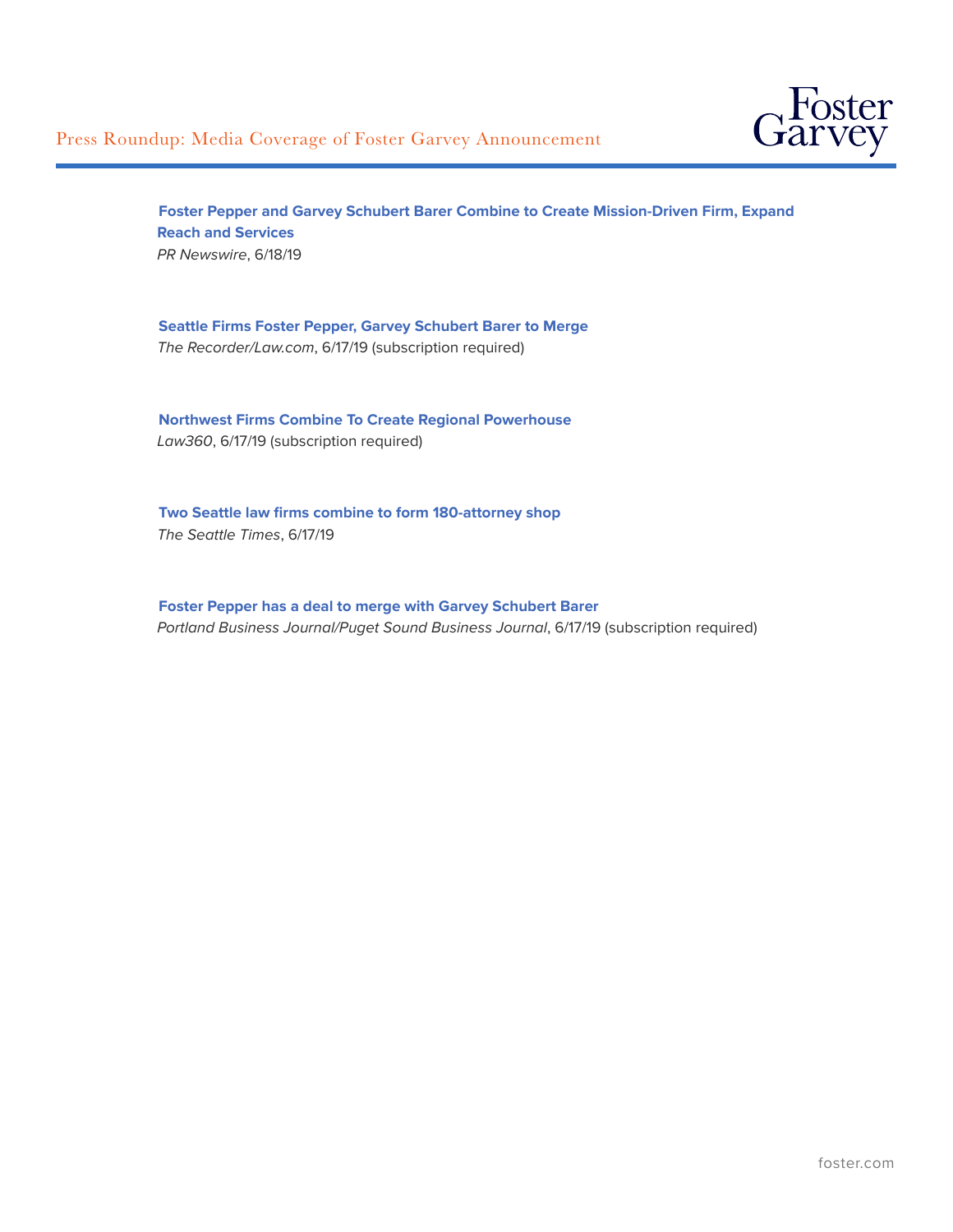# Press Roundup: Media Coverage of Foster Garvey Announcement

**Foster Pepper and Garvey Schubert Barer Combine to Create Mission-Driven Firm, Expand Reach and Services**
*PR Newswire*, 6/18/19

**Seattle Firms Foster Pepper, Garvey Schubert Barer to Merge**
*The Recorder/Law.com*, 6/17/19 (subscription required)

**Northwest Firms Combine To Create Regional Powerhouse**
*Law360*, 6/17/19 (subscription required)

**Two Seattle law firms combine to form 180-attorney shop**
*The Seattle Times*, 6/17/19

**Foster Pepper has a deal to merge with Garvey Schubert Barer**
*Portland Business Journal/Puget Sound Business Journal*, 6/17/19 (subscription required)